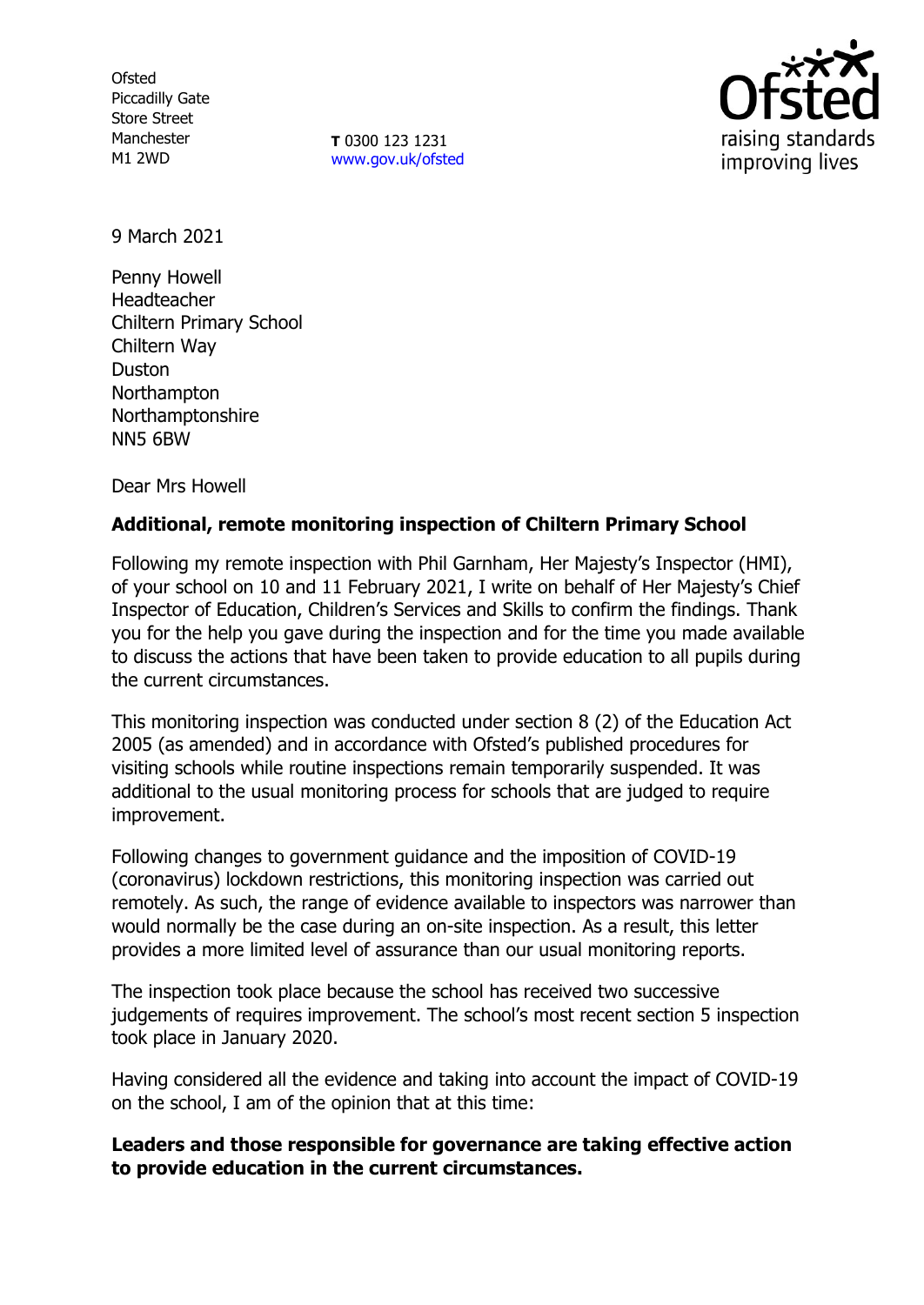Ofsted
Piccadilly Gate
Store Street
Manchester
M1 2WD

**T** 0300 123 1231
www.gov.uk/ofsted

9 March 2021

Penny Howell
Headteacher
Chiltern Primary School
Chiltern Way
Duston
Northampton
Northamptonshire
NN5 6BW

Dear Mrs Howell

**Additional, remote monitoring inspection of Chiltern Primary School**

Following my remote inspection with Phil Garnham, Her Majesty's Inspector (HMI), of your school on 10 and 11 February 2021, I write on behalf of Her Majesty's Chief Inspector of Education, Children's Services and Skills to confirm the findings. Thank you for the help you gave during the inspection and for the time you made available to discuss the actions that have been taken to provide education to all pupils during the current circumstances.

This monitoring inspection was conducted under section 8 (2) of the Education Act 2005 (as amended) and in accordance with Ofsted's published procedures for visiting schools while routine inspections remain temporarily suspended. It was additional to the usual monitoring process for schools that are judged to require improvement.

Following changes to government guidance and the imposition of COVID-19 (coronavirus) lockdown restrictions, this monitoring inspection was carried out remotely. As such, the range of evidence available to inspectors was narrower than would normally be the case during an on-site inspection. As a result, this letter provides a more limited level of assurance than our usual monitoring reports.

The inspection took place because the school has received two successive judgements of requires improvement. The school's most recent section 5 inspection took place in January 2020.

Having considered all the evidence and taking into account the impact of COVID-19 on the school, I am of the opinion that at this time:

**Leaders and those responsible for governance are taking effective action to provide education in the current circumstances.**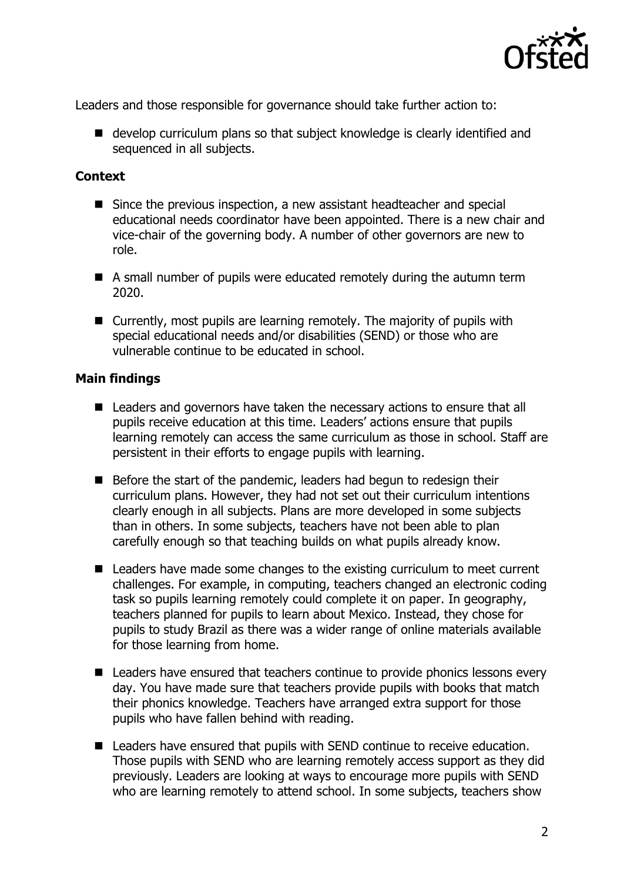Leaders and those responsible for governance should take further action to:

- develop curriculum plans so that subject knowledge is clearly identified and sequenced in all subjects.

**Context**

- Since the previous inspection, a new assistant headteacher and special educational needs coordinator have been appointed. There is a new chair and vice-chair of the governing body. A number of other governors are new to role.
- A small number of pupils were educated remotely during the autumn term 2020.
- Currently, most pupils are learning remotely. The majority of pupils with special educational needs and/or disabilities (SEND) or those who are vulnerable continue to be educated in school.

**Main findings**

- Leaders and governors have taken the necessary actions to ensure that all pupils receive education at this time. Leaders' actions ensure that pupils learning remotely can access the same curriculum as those in school. Staff are persistent in their efforts to engage pupils with learning.
- Before the start of the pandemic, leaders had begun to redesign their curriculum plans. However, they had not set out their curriculum intentions clearly enough in all subjects. Plans are more developed in some subjects than in others. In some subjects, teachers have not been able to plan carefully enough so that teaching builds on what pupils already know.
- Leaders have made some changes to the existing curriculum to meet current challenges. For example, in computing, teachers changed an electronic coding task so pupils learning remotely could complete it on paper. In geography, teachers planned for pupils to learn about Mexico. Instead, they chose for pupils to study Brazil as there was a wider range of online materials available for those learning from home.
- Leaders have ensured that teachers continue to provide phonics lessons every day. You have made sure that teachers provide pupils with books that match their phonics knowledge. Teachers have arranged extra support for those pupils who have fallen behind with reading.
- Leaders have ensured that pupils with SEND continue to receive education. Those pupils with SEND who are learning remotely access support as they did previously. Leaders are looking at ways to encourage more pupils with SEND who are learning remotely to attend school. In some subjects, teachers show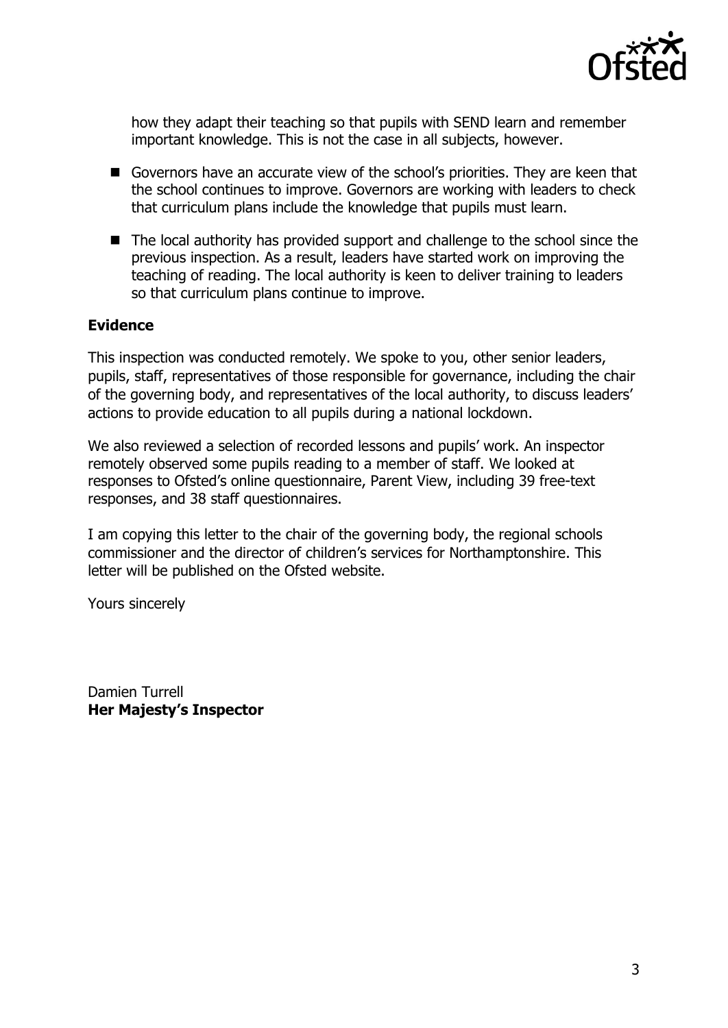how they adapt their teaching so that pupils with SEND learn and remember important knowledge. This is not the case in all subjects, however.

- Governors have an accurate view of the school's priorities. They are keen that the school continues to improve. Governors are working with leaders to check that curriculum plans include the knowledge that pupils must learn.
- The local authority has provided support and challenge to the school since the previous inspection. As a result, leaders have started work on improving the teaching of reading. The local authority is keen to deliver training to leaders so that curriculum plans continue to improve.

**Evidence**

This inspection was conducted remotely. We spoke to you, other senior leaders, pupils, staff, representatives of those responsible for governance, including the chair of the governing body, and representatives of the local authority, to discuss leaders' actions to provide education to all pupils during a national lockdown.

We also reviewed a selection of recorded lessons and pupils' work. An inspector remotely observed some pupils reading to a member of staff. We looked at responses to Ofsted's online questionnaire, Parent View, including 39 free-text responses, and 38 staff questionnaires.

I am copying this letter to the chair of the governing body, the regional schools commissioner and the director of children's services for Northamptonshire. This letter will be published on the Ofsted website.

Yours sincerely

Damien Turrell
**Her Majesty's Inspector**